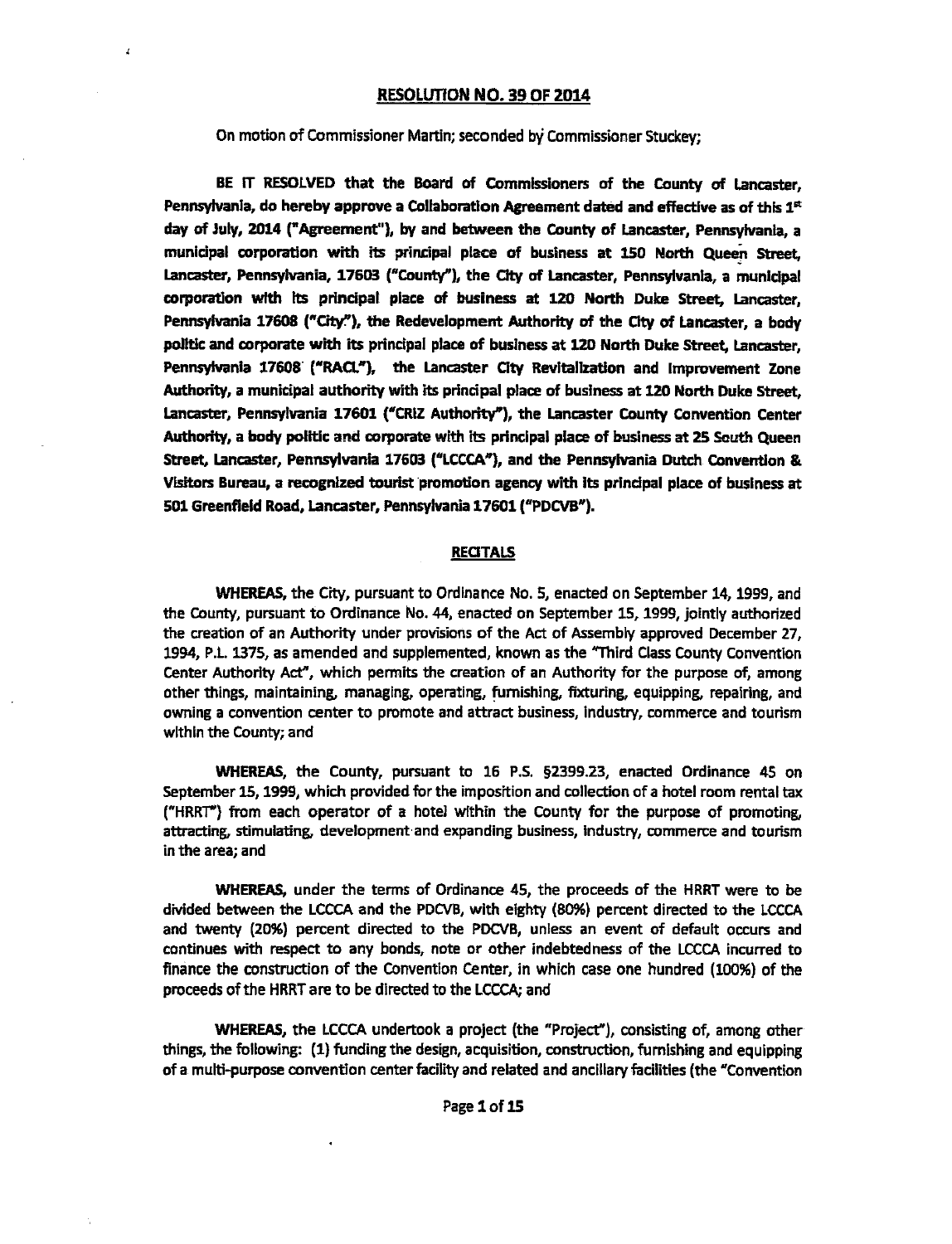## RESOLUTION NO. 39 OF 2014

On motion of Commissioner Martin; seconded by Commissioner Stuckey;

**BE IT RESOLVED that the Board of Commissioners of the County of Lancaster, Pennsylvania, do hereby approve a Collaboration Agreement dated and effective as of this 1st day of July, 2014 ("Agreement"), by and between the County of Lancaster, Pennsylvania, a municipal corporation with its principal place of business at 150 North Queen Street, Lancaster, Pennsylvania, 17603 ("County"), the City of Lancaster, Pennsylvania, a municipal corporation with its principal place of business at 120 North Duke Street, Lancaster, Pennsylvania 17608 ("City"), the Redevelopment Authority of the City of Lancaster, a body politic and corporate with its principal place of business at 120 North Duke Street, Lancaster, Pennsylvania 17608 ("RACL"), the Lancaster City Revitalization and Improvement Zone Authority, a municipal authority with its principal place of business at 120 North Duke Street, Lancaster, Pennsylvania 17601 ("CRIZ Authority"), the Lancaster County Convention Center Authority, a body politic and corporate with its principal place of business at 25 South Queen Street, Lancaster, Pennsylvania 17603 ("LCCCA"), and the Pennsylvania Dutch Convention & Visitors Bureau, a recognized tourist promotion agency with its principal place of business at 501 Greenfield Road, Lancaster, Pennsylvania 17601 ("PDCVB").**

### RECITALS

**WHEREAS,** the City, pursuant to Ordinance No. 5, enacted on September 14, 1999, and the County, pursuant to Ordinance No. 44, enacted on September 15, 1999, jointly authorized the creation of an Authority under provisions of the Act of Assembly approved December 27, 1994, P.L. 1375, as amended and supplemented, known as the "Third Class County Convention Center Authority Act", which permits the creation of an Authority for the purpose of, among other things, maintaining, managing, operating, furnishing, fixturing, equipping, repairing, and owning a convention center to promote and attract business, industry, commerce and tourism within the County; and

**WHEREAS,** the County, pursuant to 16 P.S. §2399.23, enacted Ordinance 45 on September 15, 1999, which provided for the imposition and collection of a hotel room rental tax ("HRRT") from each operator of a hotel within the County for the purpose of promoting, attracting, stimulating, development and expanding business, industry, commerce and tourism in the area; and

**WHEREAS,** under the terms of Ordinance 45, the proceeds of the HRRT were to be divided between the LCCCA and the PDCVB, with eighty (80%) percent directed to the LCCCA and twenty (20%) percent directed to the PDCVB, unless an event of default occurs and continues with respect to any bonds, note or other indebtedness of the LCCCA incurred to finance the construction of the Convention Center, in which case one hundred (100%) of the proceeds of the HRRT are to be directed to the LCCCA; and

**WHEREAS,** the LCCCA undertook a project (the "Project"), consisting of, among other things, the following: (1) funding the design, acquisition, construction, furnishing and equipping of a multi-purpose convention center facility and related and ancillary facilities (the "Convention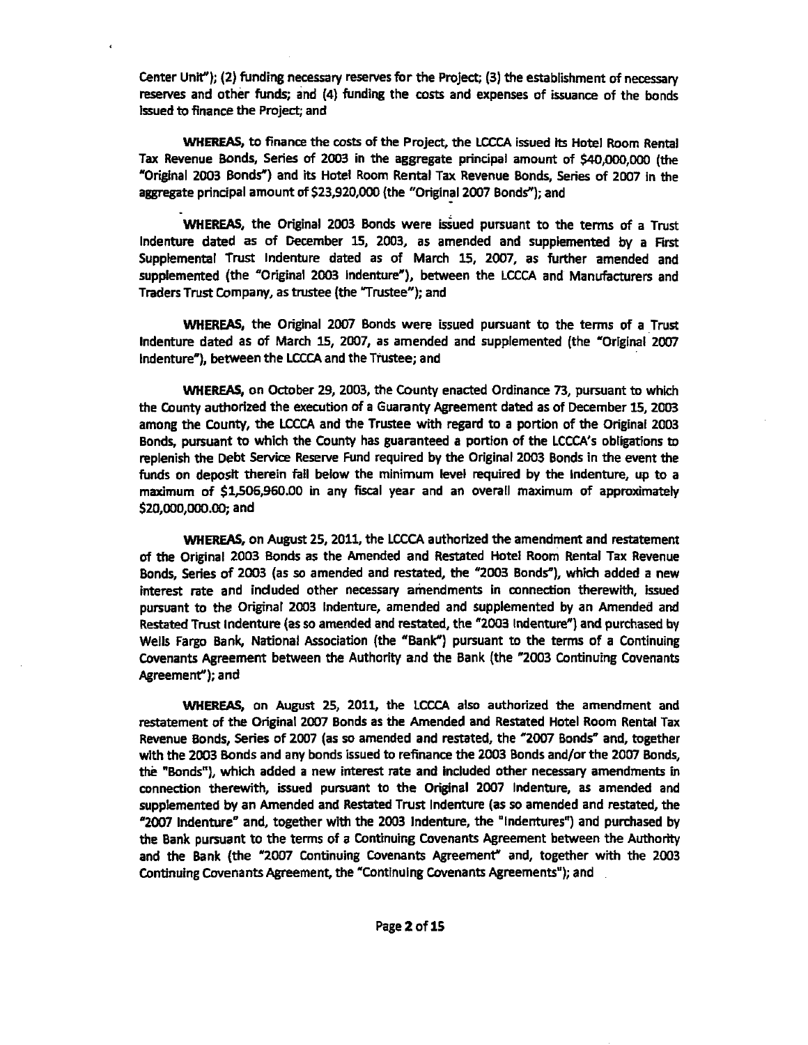Center Unit"); (2) funding necessary reserves for the Project; (3) the establishment of necessary reserves and other funds; and (4) funding the costs and expenses of issuance of the bonds issued to finance the Project; and

**WHEREAS,** to finance the costs of the Project, the LCCCA issued its Hotel Room Rental Tax Revenue Bonds, Series of 2003 in the aggregate principal amount of $40,000,000 (the "Original 2003 Bonds") and its Hotel Room Rental Tax Revenue Bonds, Series of 2007 in the aggregate principal amount of $23,920,000 (the "Original 2007 Bonds"); and

**WHEREAS,** the Original 2003 Bonds were issued pursuant to the terms of a Trust Indenture dated as of December 15, 2003, as amended and supplemented by a First Supplemental Trust Indenture dated as of March 15, 2007, as further amended and supplemented (the "Original 2003 Indenture"), between the LCCCA and Manufacturers and Traders Trust Company, as trustee (the "Trustee"); and

**WHEREAS,** the Original 2007 Bonds were issued pursuant to the terms of a Trust Indenture dated as of March 15, 2007, as amended and supplemented (the "Original 2007 Indenture"), between the LCCCA and the Trustee; and

**WHEREAS,** on October 29, 2003, the County enacted Ordinance 73, pursuant to which the County authorized the execution of a Guaranty Agreement dated as of December 15, 2003 among the County, the LCCCA and the Trustee with regard to a portion of the Original 2003 Bonds, pursuant to which the County has guaranteed a portion of the LCCCA's obligations to replenish the Debt Service Reserve Fund required by the Original 2003 Bonds in the event the funds on deposit therein fall below the minimum level required by the Indenture, up to a maximum of $1,506,960.00 in any fiscal year and an overall maximum of approximately $20,000,000.00; and

**WHEREAS,** on August 25, 2011, the LCCCA authorized the amendment and restatement of the Original 2003 Bonds as the Amended and Restated Hotel Room Rental Tax Revenue Bonds, Series of 2003 (as so amended and restated, the "2003 Bonds"), which added a new interest rate and included other necessary amendments in connection therewith, issued pursuant to the Original 2003 Indenture, amended and supplemented by an Amended and Restated Trust Indenture (as so amended and restated, the "2003 Indenture") and purchased by Wells Fargo Bank, National Association (the "Bank") pursuant to the terms of a Continuing Covenants Agreement between the Authority and the Bank (the "2003 Continuing Covenants Agreement"); and

**WHEREAS,** on August 25, 2011, the LCCCA also authorized the amendment and restatement of the Original 2007 Bonds as the Amended and Restated Hotel Room Rental Tax Revenue Bonds, Series of 2007 (as so amended and restated, the "2007 Bonds" and, together with the 2003 Bonds and any bonds issued to refinance the 2003 Bonds and/or the 2007 Bonds, the "Bonds"), which added a new interest rate and included other necessary amendments in connection therewith, issued pursuant to the Original 2007 Indenture, as amended and supplemented by an Amended and Restated Trust Indenture (as so amended and restated, the "2007 Indenture" and, together with the 2003 Indenture, the "Indentures") and purchased by the Bank pursuant to the terms of a Continuing Covenants Agreement between the Authority and the Bank (the "2007 Continuing Covenants Agreement" and, together with the 2003 Continuing Covenants Agreement, the "Continuing Covenants Agreements"); and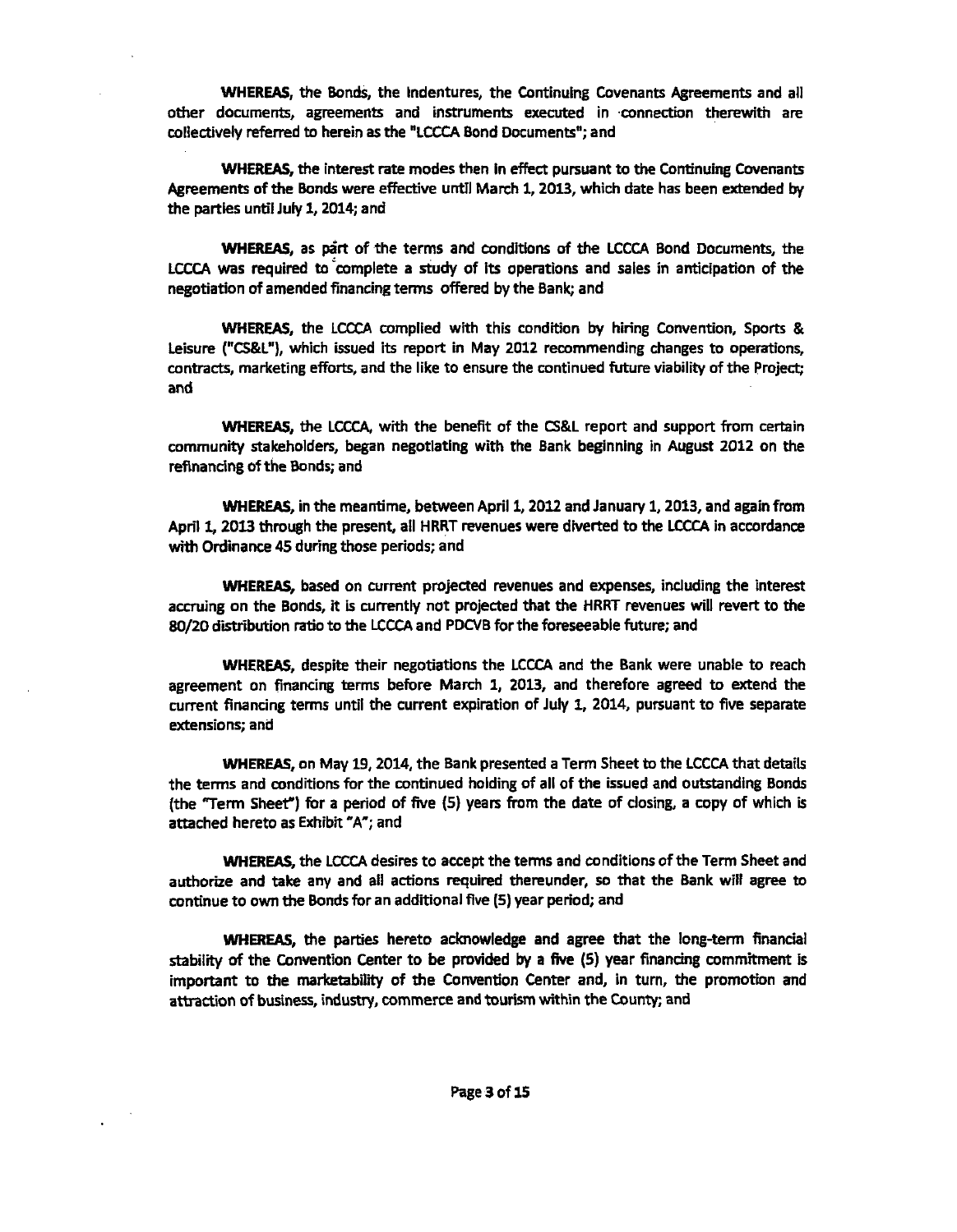**WHEREAS,** the Bonds, the Indentures, the Continuing Covenants Agreements and all other documents, agreements and instruments executed in connection therewith are collectively referred to herein as the "LCCCA Bond Documents"; and

**WHEREAS,** the interest rate modes then in effect pursuant to the Continuing Covenants Agreements of the Bonds were effective until March 1, 2013, which date has been extended by the parties until July 1, 2014; and

**WHEREAS,** as part of the terms and conditions of the LCCCA Bond Documents, the LCCCA was required to complete a study of its operations and sales in anticipation of the negotiation of amended financing terms offered by the Bank; and

**WHEREAS,** the LCCCA complied with this condition by hiring Convention, Sports & Leisure ("CS&L"), which issued its report in May 2012 recommending changes to operations, contracts, marketing efforts, and the like to ensure the continued future viability of the Project; and

**WHEREAS,** the LCCCA, with the benefit of the CS&L report and support from certain community stakeholders, began negotiating with the Bank beginning in August 2012 on the refinancing of the Bonds; and

**WHEREAS,** in the meantime, between April 1, 2012 and January 1, 2013, and again from April 1, 2013 through the present, all HRRT revenues were diverted to the LCCCA in accordance with Ordinance 45 during those periods; and

**WHEREAS,** based on current projected revenues and expenses, including the interest accruing on the Bonds, it is currently not projected that the HRRT revenues will revert to the 80/20 distribution ratio to the LCCCA and PDCVB for the foreseeable future; and

**WHEREAS,** despite their negotiations the LCCCA and the Bank were unable to reach agreement on financing terms before March 1, 2013, and therefore agreed to extend the current financing terms until the current expiration of July 1, 2014, pursuant to five separate extensions; and

**WHEREAS,** on May 19, 2014, the Bank presented a Term Sheet to the LCCCA that details the terms and conditions for the continued holding of all of the issued and outstanding Bonds (the "Term Sheet") for a period of five (5) years from the date of closing, a copy of which is attached hereto as Exhibit "A"; and

**WHEREAS,** the LCCCA desires to accept the terms and conditions of the Term Sheet and authorize and take any and all actions required thereunder, so that the Bank will agree to continue to own the Bonds for an additional five (5) year period; and

**WHEREAS,** the parties hereto acknowledge and agree that the long-term financial stability of the Convention Center to be provided by a five (5) year financing commitment is important to the marketability of the Convention Center and, in turn, the promotion and attraction of business, industry, commerce and tourism within the County; and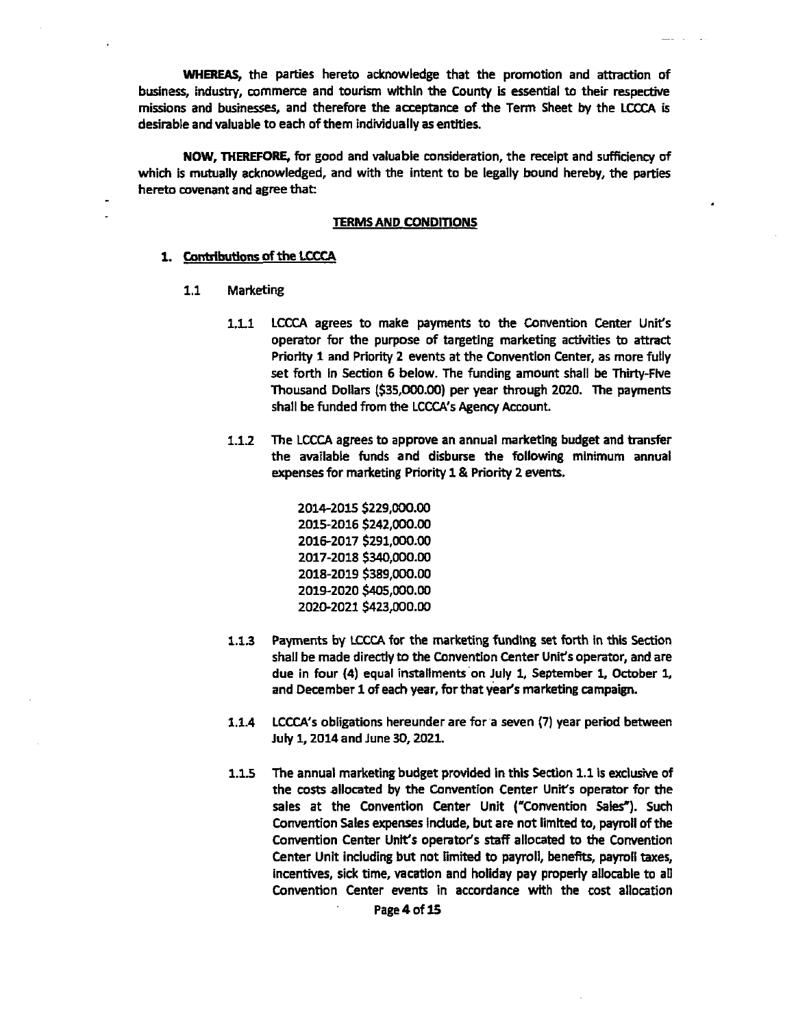**WHEREAS,** the parties hereto acknowledge that the promotion and attraction of business, industry, commerce and tourism within the County is essential to their respective missions and businesses, and therefore the acceptance of the Term Sheet by the LCCCA is desirable and valuable to each of them individually as entities.

**NOW, THEREFORE,** for good and valuable consideration, the receipt and sufficiency of which is mutually acknowledged, and with the intent to be legally bound hereby, the parties hereto covenant and agree that:

## TERMS AND CONDITIONS

**1. Contributions of the LCCCA**

1.1 Marketing

1.1.1 LCCCA agrees to make payments to the Convention Center Unit's operator for the purpose of targeting marketing activities to attract Priority 1 and Priority 2 events at the Convention Center, as more fully set forth in Section 6 below. The funding amount shall be Thirty-Five Thousand Dollars ($35,000.00) per year through 2020. The payments shall be funded from the LCCCA's Agency Account.

1.1.2 The LCCCA agrees to approve an annual marketing budget and transfer the available funds and disburse the following minimum annual expenses for marketing Priority 1 & Priority 2 events.

2014-2015 $229,000.00
2015-2016 $242,000.00
2016-2017 $291,000.00
2017-2018 $340,000.00
2018-2019 $389,000.00
2019-2020 $405,000.00
2020-2021 $423,000.00

1.1.3 Payments by LCCCA for the marketing funding set forth in this Section shall be made directly to the Convention Center Unit's operator, and are due in four (4) equal installments on July 1, September 1, October 1, and December 1 of each year, for that year's marketing campaign.

1.1.4 LCCCA's obligations hereunder are for a seven (7) year period between July 1, 2014 and June 30, 2021.

1.1.5 The annual marketing budget provided in this Section 1.1 is exclusive of the costs allocated by the Convention Center Unit's operator for the sales at the Convention Center Unit ("Convention Sales"). Such Convention Sales expenses include, but are not limited to, payroll of the Convention Center Unit's operator's staff allocated to the Convention Center Unit including but not limited to payroll, benefits, payroll taxes, incentives, sick time, vacation and holiday pay properly allocable to all Convention Center events in accordance with the cost allocation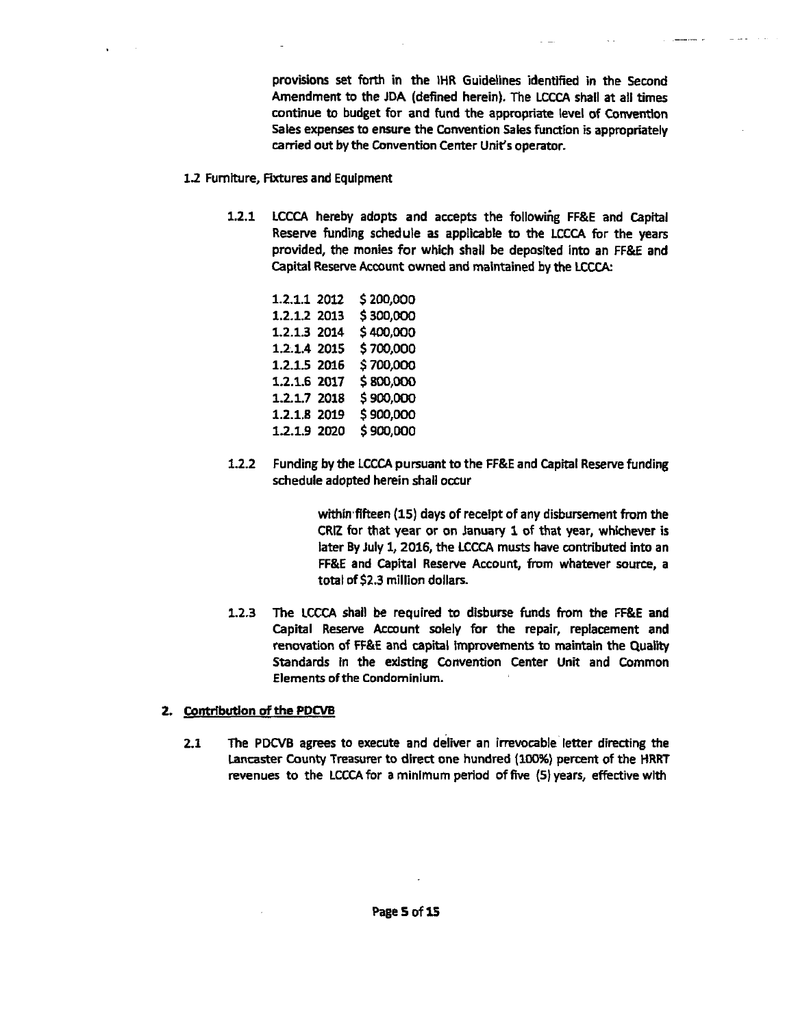provisions set forth in the IHR Guidelines identified in the Second Amendment to the JDA (defined herein). The LCCCA shall at all times continue to budget for and fund the appropriate level of Convention Sales expenses to ensure the Convention Sales function is appropriately carried out by the Convention Center Unit's operator.

1.2 Furniture, Fixtures and Equipment

1.2.1 LCCCA hereby adopts and accepts the following FF&E and Capital Reserve funding schedule as applicable to the LCCCA for the years provided, the monies for which shall be deposited into an FF&E and Capital Reserve Account owned and maintained by the LCCCA:

1.2.1.1 2012 $ 200,000
1.2.1.2 2013 $ 300,000
1.2.1.3 2014 $ 400,000
1.2.1.4 2015 $ 700,000
1.2.1.5 2016 $ 700,000
1.2.1.6 2017 $ 800,000
1.2.1.7 2018 $ 900,000
1.2.1.8 2019 $ 900,000
1.2.1.9 2020 $ 900,000

1.2.2 Funding by the LCCCA pursuant to the FF&E and Capital Reserve funding schedule adopted herein shall occur

within fifteen (15) days of receipt of any disbursement from the CRIZ for that year or on January 1 of that year, whichever is later By July 1, 2016, the LCCCA musts have contributed into an FF&E and Capital Reserve Account, from whatever source, a total of $2.3 million dollars.

1.2.3 The LCCCA shall be required to disburse funds from the FF&E and Capital Reserve Account solely for the repair, replacement and renovation of FF&E and capital improvements to maintain the Quality Standards in the existing Convention Center Unit and Common Elements of the Condominium.

**2. Contribution of the PDCVB**

2.1 The PDCVB agrees to execute and deliver an irrevocable letter directing the Lancaster County Treasurer to direct one hundred (100%) percent of the HRRT revenues to the LCCCA for a minimum period of five (5) years, effective with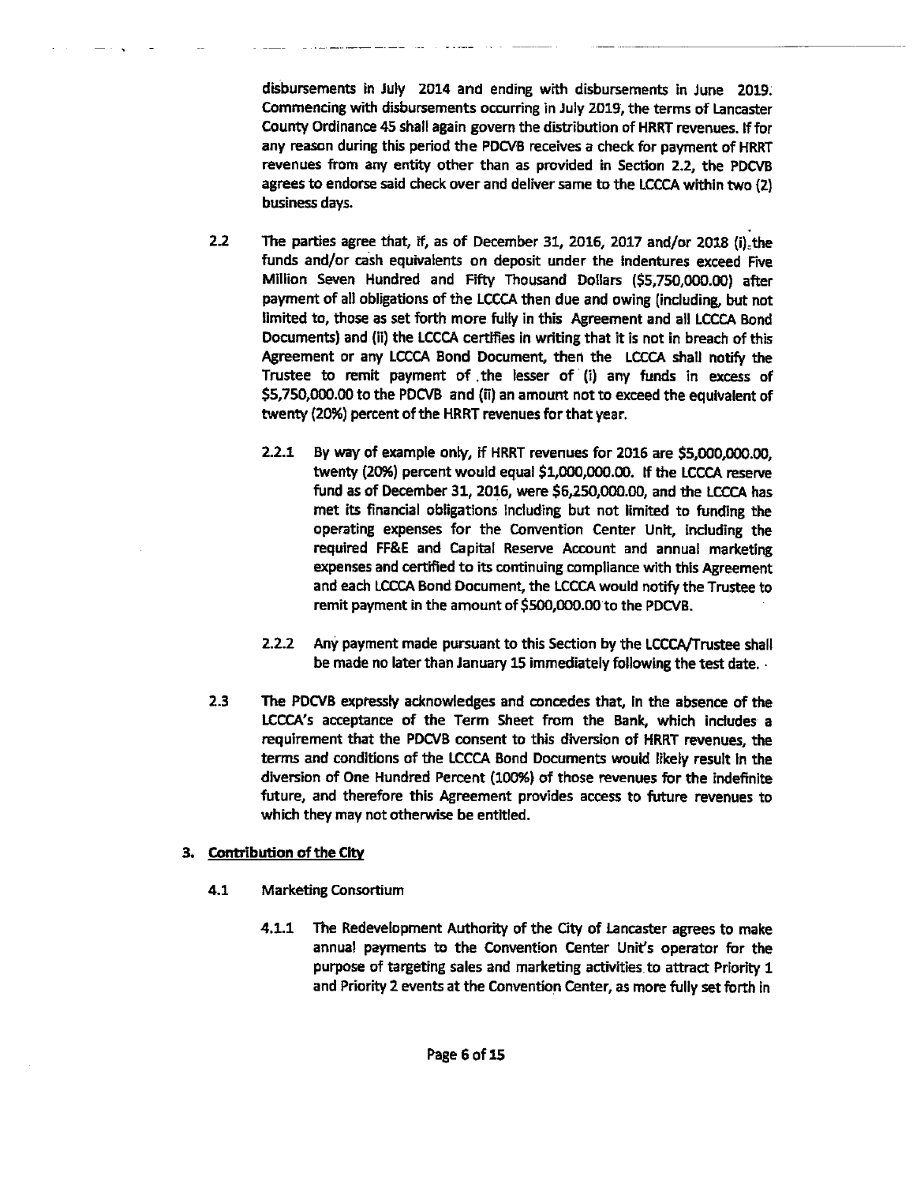disbursements in July 2014 and ending with disbursements in June 2019. Commencing with disbursements occurring in July 2019, the terms of Lancaster County Ordinance 45 shall again govern the distribution of HRRT revenues. If for any reason during this period the PDCVB receives a check for payment of HRRT revenues from any entity other than as provided in Section 2.2, the PDCVB agrees to endorse said check over and deliver same to the LCCCA within two (2) business days.

2.2 The parties agree that, if, as of December 31, 2016, 2017 and/or 2018 (i) the funds and/or cash equivalents on deposit under the indentures exceed Five Million Seven Hundred and Fifty Thousand Dollars ($5,750,000.00) after payment of all obligations of the LCCCA then due and owing (including, but not limited to, those as set forth more fully in this Agreement and all LCCCA Bond Documents) and (ii) the LCCCA certifies in writing that it is not in breach of this Agreement or any LCCCA Bond Document, then the LCCCA shall notify the Trustee to remit payment of the lesser of (i) any funds in excess of $5,750,000.00 to the PDCVB and (ii) an amount not to exceed the equivalent of twenty (20%) percent of the HRRT revenues for that year.

2.2.1 By way of example only, if HRRT revenues for 2016 are $5,000,000.00, twenty (20%) percent would equal $1,000,000.00. If the LCCCA reserve fund as of December 31, 2016, were $6,250,000.00, and the LCCCA has met its financial obligations including but not limited to funding the operating expenses for the Convention Center Unit, including the required FF&E and Capital Reserve Account and annual marketing expenses and certified to its continuing compliance with this Agreement and each LCCCA Bond Document, the LCCCA would notify the Trustee to remit payment in the amount of $500,000.00 to the PDCVB.

2.2.2 Any payment made pursuant to this Section by the LCCCA/Trustee shall be made no later than January 15 immediately following the test date.

2.3 The PDCVB expressly acknowledges and concedes that, in the absence of the LCCCA's acceptance of the Term Sheet from the Bank, which includes a requirement that the PDCVB consent to this diversion of HRRT revenues, the terms and conditions of the LCCCA Bond Documents would likely result in the diversion of One Hundred Percent (100%) of those revenues for the indefinite future, and therefore this Agreement provides access to future revenues to which they may not otherwise be entitled.

3. **Contribution of the City**

4.1 Marketing Consortium

4.1.1 The Redevelopment Authority of the City of Lancaster agrees to make annual payments to the Convention Center Unit's operator for the purpose of targeting sales and marketing activities to attract Priority 1 and Priority 2 events at the Convention Center, as more fully set forth in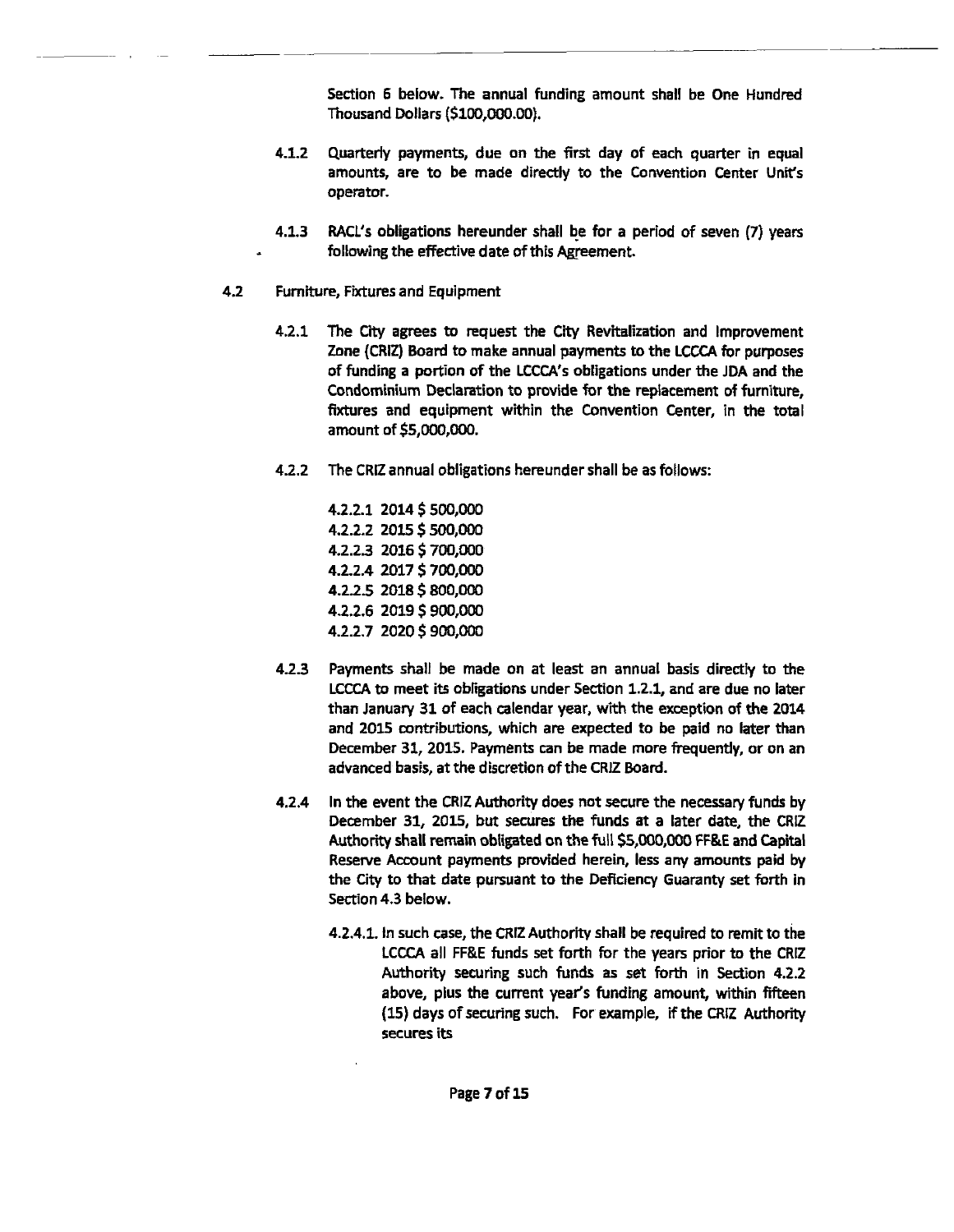Section 6 below. The annual funding amount shall be One Hundred Thousand Dollars ($100,000.00).

4.1.2 Quarterly payments, due on the first day of each quarter in equal amounts, are to be made directly to the Convention Center Unit's operator.

4.1.3 RACL's obligations hereunder shall be for a period of seven (7) years following the effective date of this Agreement.

4.2 Furniture, Fixtures and Equipment

4.2.1 The City agrees to request the City Revitalization and Improvement Zone (CRIZ) Board to make annual payments to the LCCCA for purposes of funding a portion of the LCCCA's obligations under the JDA and the Condominium Declaration to provide for the replacement of furniture, fixtures and equipment within the Convention Center, in the total amount of $5,000,000.

4.2.2 The CRIZ annual obligations hereunder shall be as follows:

4.2.2.1 2014 $ 500,000
4.2.2.2 2015 $ 500,000
4.2.2.3 2016 $ 700,000
4.2.2.4 2017 $ 700,000
4.2.2.5 2018 $ 800,000
4.2.2.6 2019 $ 900,000
4.2.2.7 2020 $ 900,000

4.2.3 Payments shall be made on at least an annual basis directly to the LCCCA to meet its obligations under Section 1.2.1, and are due no later than January 31 of each calendar year, with the exception of the 2014 and 2015 contributions, which are expected to be paid no later than December 31, 2015. Payments can be made more frequently, or on an advanced basis, at the discretion of the CRIZ Board.

4.2.4 In the event the CRIZ Authority does not secure the necessary funds by December 31, 2015, but secures the funds at a later date, the CRIZ Authority shall remain obligated on the full $5,000,000 FF&E and Capital Reserve Account payments provided herein, less any amounts paid by the City to that date pursuant to the Deficiency Guaranty set forth in Section 4.3 below.

4.2.4.1. In such case, the CRIZ Authority shall be required to remit to the LCCCA all FF&E funds set forth for the years prior to the CRIZ Authority securing such funds as set forth in Section 4.2.2 above, plus the current year's funding amount, within fifteen (15) days of securing such. For example, if the CRIZ Authority secures its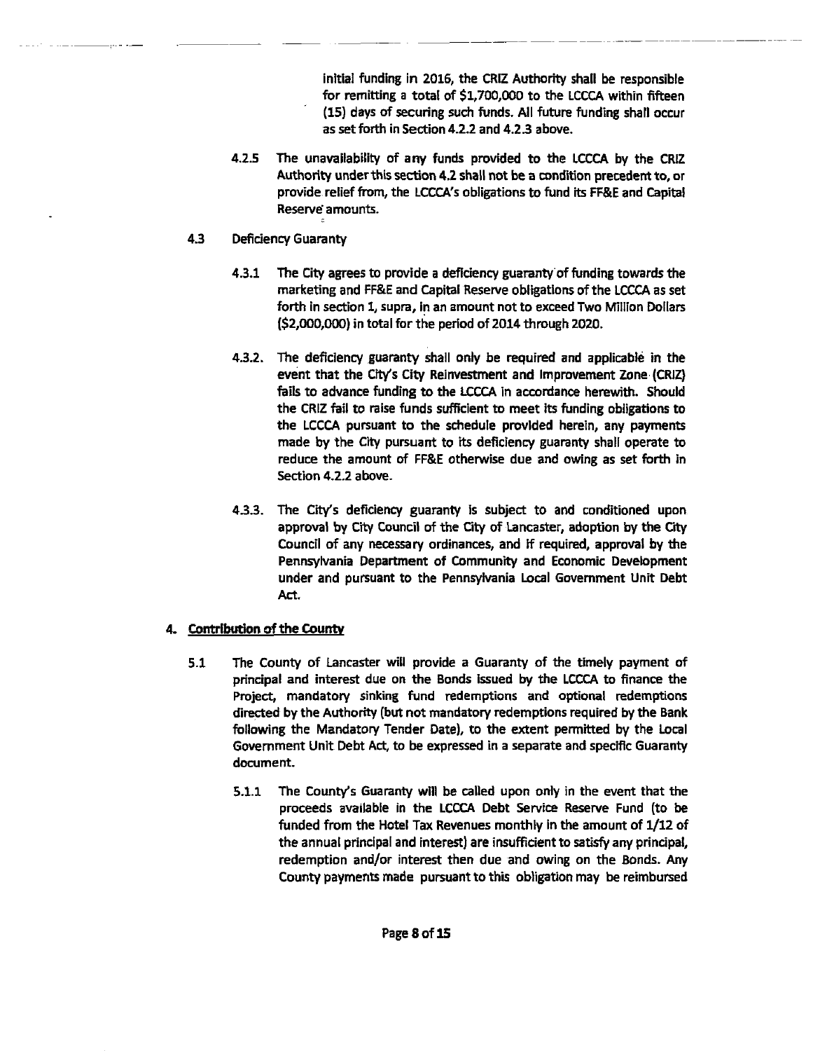initial funding in 2016, the CRIZ Authority shall be responsible for remitting a total of $1,700,000 to the LCCCA within fifteen (15) days of securing such funds. All future funding shall occur as set forth in Section 4.2.2 and 4.2.3 above.

4.2.5 The unavailability of any funds provided to the LCCCA by the CRIZ Authority under this section 4.2 shall not be a condition precedent to, or provide relief from, the LCCCA's obligations to fund its FF&E and Capital Reserve amounts.

4.3 Deficiency Guaranty

4.3.1 The City agrees to provide a deficiency guaranty of funding towards the marketing and FF&E and Capital Reserve obligations of the LCCCA as set forth in section 1, supra, in an amount not to exceed Two Million Dollars ($2,000,000) in total for the period of 2014 through 2020.

4.3.2. The deficiency guaranty shall only be required and applicable in the event that the City's City Reinvestment and Improvement Zone (CRIZ) fails to advance funding to the LCCCA in accordance herewith. Should the CRIZ fail to raise funds sufficient to meet its funding obligations to the LCCCA pursuant to the schedule provided herein, any payments made by the City pursuant to its deficiency guaranty shall operate to reduce the amount of FF&E otherwise due and owing as set forth in Section 4.2.2 above.

4.3.3. The City's deficiency guaranty is subject to and conditioned upon approval by City Council of the City of Lancaster, adoption by the City Council of any necessary ordinances, and if required, approval by the Pennsylvania Department of Community and Economic Development under and pursuant to the Pennsylvania Local Government Unit Debt Act.

4. **Contribution of the County**

5.1 The County of Lancaster will provide a Guaranty of the timely payment of principal and interest due on the Bonds issued by the LCCCA to finance the Project, mandatory sinking fund redemptions and optional redemptions directed by the Authority (but not mandatory redemptions required by the Bank following the Mandatory Tender Date), to the extent permitted by the Local Government Unit Debt Act, to be expressed in a separate and specific Guaranty document.

5.1.1 The County's Guaranty will be called upon only in the event that the proceeds available in the LCCCA Debt Service Reserve Fund (to be funded from the Hotel Tax Revenues monthly in the amount of 1/12 of the annual principal and interest) are insufficient to satisfy any principal, redemption and/or interest then due and owing on the Bonds. Any County payments made pursuant to this obligation may be reimbursed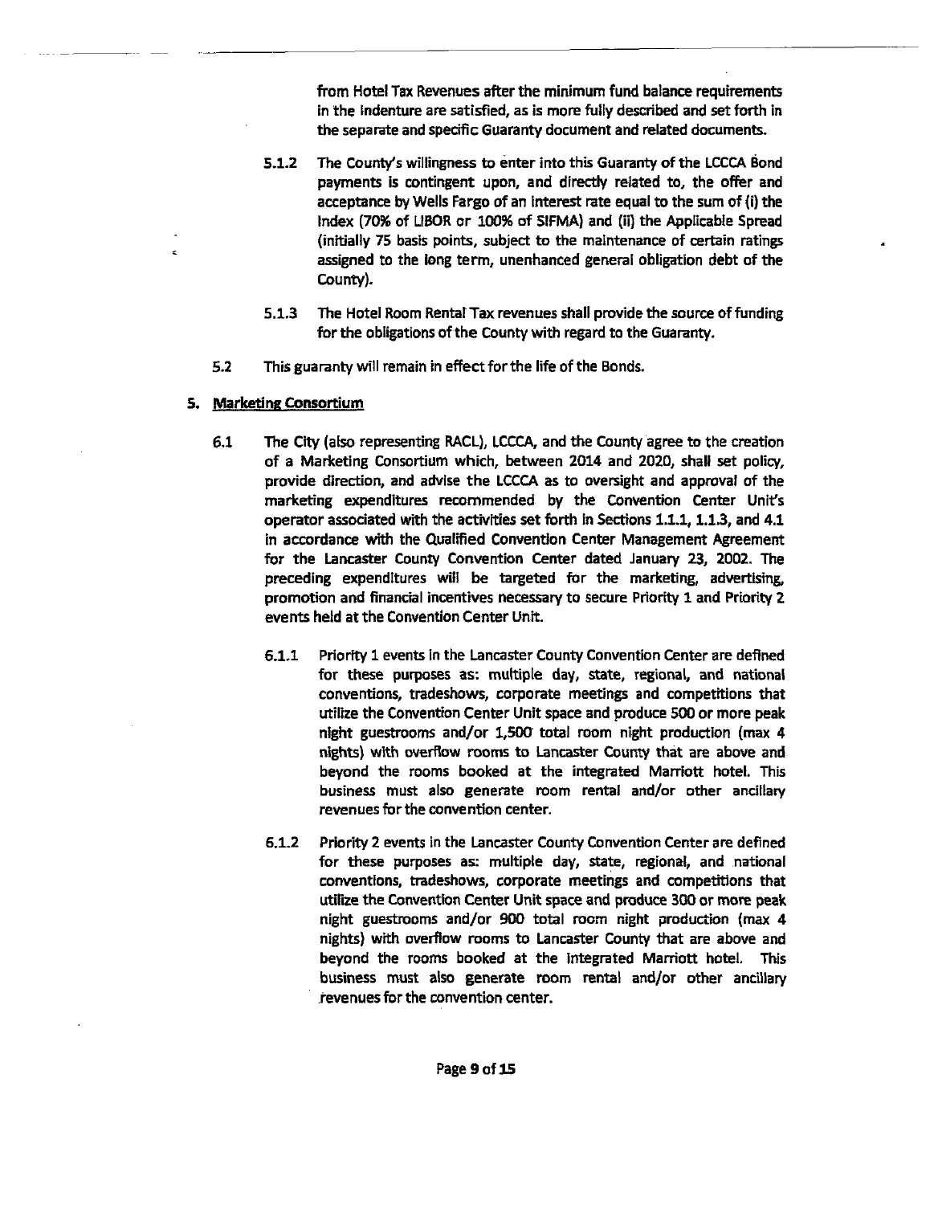from Hotel Tax Revenues after the minimum fund balance requirements in the indenture are satisfied, as is more fully described and set forth in the separate and specific Guaranty document and related documents.

5.1.2 The County's willingness to enter into this Guaranty of the LCCCA Bond payments is contingent upon, and directly related to, the offer and acceptance by Wells Fargo of an interest rate equal to the sum of (i) the Index (70% of LIBOR or 100% of SIFMA) and (ii) the Applicable Spread (initially 75 basis points, subject to the maintenance of certain ratings assigned to the long term, unenhanced general obligation debt of the County).

5.1.3 The Hotel Room Rental Tax revenues shall provide the source of funding for the obligations of the County with regard to the Guaranty.

5.2 This guaranty will remain in effect for the life of the Bonds.

**5. Marketing Consortium**

6.1 The City (also representing RACL), LCCCA, and the County agree to the creation of a Marketing Consortium which, between 2014 and 2020, shall set policy, provide direction, and advise the LCCCA as to oversight and approval of the marketing expenditures recommended by the Convention Center Unit's operator associated with the activities set forth in Sections 1.1.1, 1.1.3, and 4.1 in accordance with the Qualified Convention Center Management Agreement for the Lancaster County Convention Center dated January 23, 2002. The preceding expenditures will be targeted for the marketing, advertising, promotion and financial incentives necessary to secure Priority 1 and Priority 2 events held at the Convention Center Unit.

6.1.1 Priority 1 events in the Lancaster County Convention Center are defined for these purposes as: multiple day, state, regional, and national conventions, tradeshows, corporate meetings and competitions that utilize the Convention Center Unit space and produce 500 or more peak night guestrooms and/or 1,500 total room night production (max 4 nights) with overflow rooms to Lancaster County that are above and beyond the rooms booked at the integrated Marriott hotel. This business must also generate room rental and/or other ancillary revenues for the convention center.

6.1.2 Priority 2 events in the Lancaster County Convention Center are defined for these purposes as: multiple day, state, regional, and national conventions, tradeshows, corporate meetings and competitions that utilize the Convention Center Unit space and produce 300 or more peak night guestrooms and/or 900 total room night production (max 4 nights) with overflow rooms to Lancaster County that are above and beyond the rooms booked at the integrated Marriott hotel. This business must also generate room rental and/or other ancillary revenues for the convention center.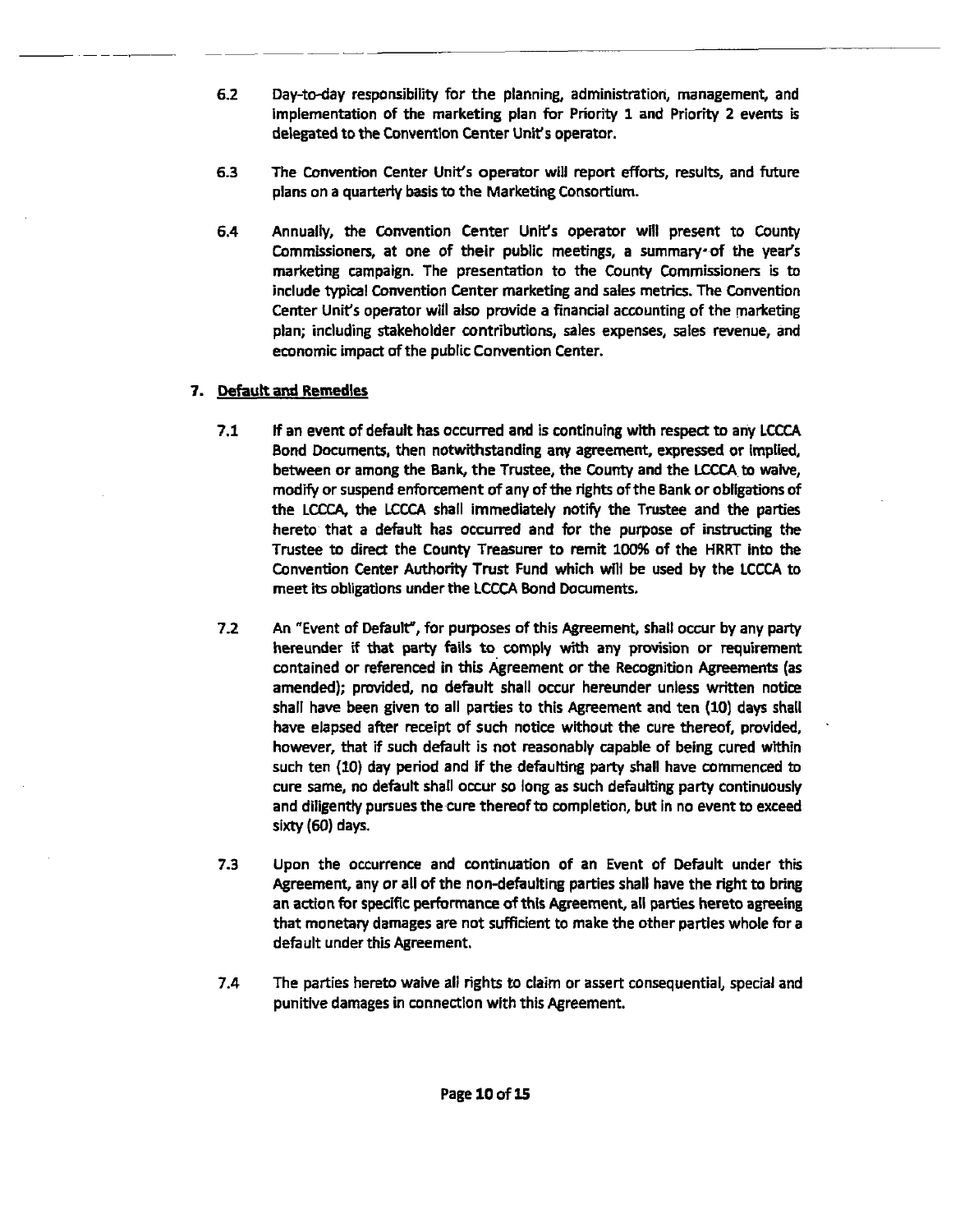6.2 Day-to-day responsibility for the planning, administration, management, and implementation of the marketing plan for Priority 1 and Priority 2 events is delegated to the Convention Center Unit's operator.

6.3 The Convention Center Unit's operator will report efforts, results, and future plans on a quarterly basis to the Marketing Consortium.

6.4 Annually, the Convention Center Unit's operator will present to County Commissioners, at one of their public meetings, a summary of the year's marketing campaign. The presentation to the County Commissioners is to include typical Convention Center marketing and sales metrics. The Convention Center Unit's operator will also provide a financial accounting of the marketing plan; including stakeholder contributions, sales expenses, sales revenue, and economic impact of the public Convention Center.

## 7. Default and Remedies

7.1 If an event of default has occurred and is continuing with respect to any LCCCA Bond Documents, then notwithstanding any agreement, expressed or implied, between or among the Bank, the Trustee, the County and the LCCCA to waive, modify or suspend enforcement of any of the rights of the Bank or obligations of the LCCCA, the LCCCA shall immediately notify the Trustee and the parties hereto that a default has occurred and for the purpose of instructing the Trustee to direct the County Treasurer to remit 100% of the HRRT into the Convention Center Authority Trust Fund which will be used by the LCCCA to meet its obligations under the LCCCA Bond Documents.

7.2 An "Event of Default", for purposes of this Agreement, shall occur by any party hereunder if that party fails to comply with any provision or requirement contained or referenced in this Agreement or the Recognition Agreements (as amended); provided, no default shall occur hereunder unless written notice shall have been given to all parties to this Agreement and ten (10) days shall have elapsed after receipt of such notice without the cure thereof, provided, however, that if such default is not reasonably capable of being cured within such ten (10) day period and if the defaulting party shall have commenced to cure same, no default shall occur so long as such defaulting party continuously and diligently pursues the cure thereof to completion, but in no event to exceed sixty (60) days.

7.3 Upon the occurrence and continuation of an Event of Default under this Agreement, any or all of the non-defaulting parties shall have the right to bring an action for specific performance of this Agreement, all parties hereto agreeing that monetary damages are not sufficient to make the other parties whole for a default under this Agreement.

7.4 The parties hereto waive all rights to claim or assert consequential, special and punitive damages in connection with this Agreement.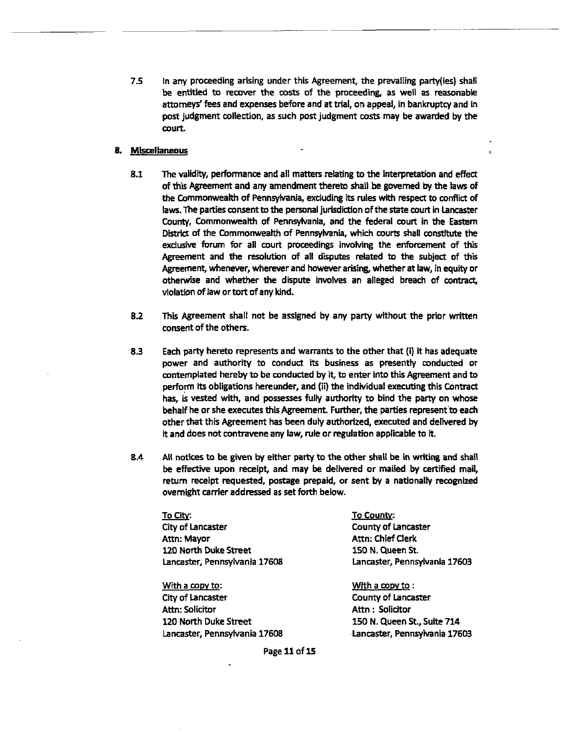7.5 In any proceeding arising under this Agreement, the prevailing party(ies) shall be entitled to recover the costs of the proceeding, as well as reasonable attorneys' fees and expenses before and at trial, on appeal, in bankruptcy and in post judgment collection, as such post judgment costs may be awarded by the court.

## 8. Miscellaneous

8.1 The validity, performance and all matters relating to the interpretation and effect of this Agreement and any amendment thereto shall be governed by the laws of the Commonwealth of Pennsylvania, excluding its rules with respect to conflict of laws. The parties consent to the personal jurisdiction of the state court in Lancaster County, Commonwealth of Pennsylvania, and the federal court in the Eastern District of the Commonwealth of Pennsylvania, which courts shall constitute the exclusive forum for all court proceedings involving the enforcement of this Agreement and the resolution of all disputes related to the subject of this Agreement, whenever, wherever and however arising, whether at law, in equity or otherwise and whether the dispute involves an alleged breach of contract, violation of law or tort of any kind.

8.2 This Agreement shall not be assigned by any party without the prior written consent of the others.

8.3 Each party hereto represents and warrants to the other that (i) it has adequate power and authority to conduct its business as presently conducted or contemplated hereby to be conducted by it, to enter into this Agreement and to perform its obligations hereunder, and (ii) the individual executing this Contract has, is vested with, and possesses fully authority to bind the party on whose behalf he or she executes this Agreement. Further, the parties represent to each other that this Agreement has been duly authorized, executed and delivered by it and does not contravene any law, rule or regulation applicable to it.

8.4 All notices to be given by either party to the other shall be in writing and shall be effective upon receipt, and may be delivered or mailed by certified mail, return receipt requested, postage prepaid, or sent by a nationally recognized overnight carrier addressed as set forth below.

To City:
City of Lancaster
Attn: Mayor
120 North Duke Street
Lancaster, Pennsylvania 17608

With a copy to:
City of Lancaster
Attn: Solicitor
120 North Duke Street
Lancaster, Pennsylvania 17608

To County:
County of Lancaster
Attn: Chief Clerk
150 N. Queen St.
Lancaster, Pennsylvania 17603

With a copy to :
County of Lancaster
Attn : Solicitor
150 N. Queen St., Suite 714
Lancaster, Pennsylvania 17603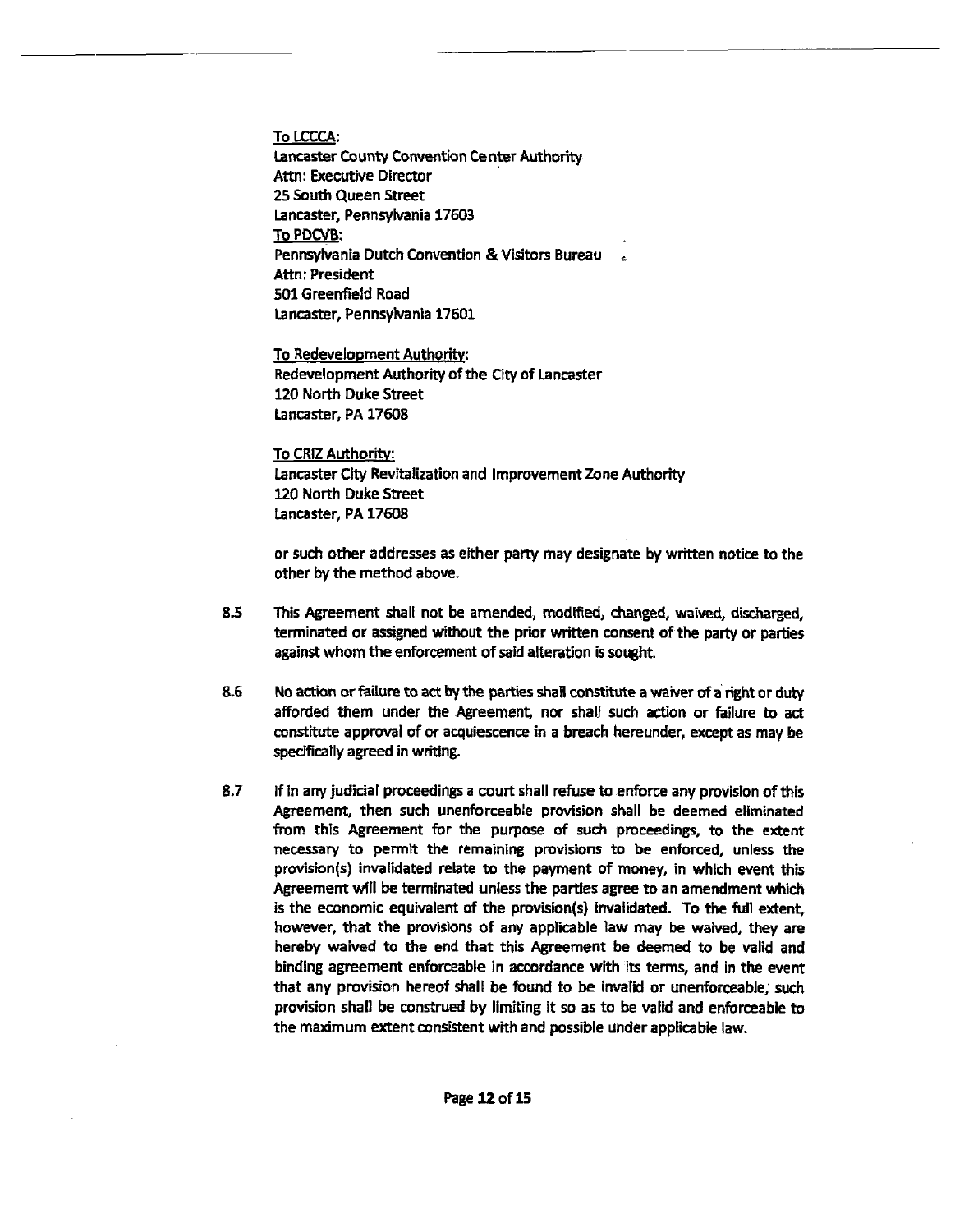To LCCCA:
Lancaster County Convention Center Authority
Attn: Executive Director
25 South Queen Street
Lancaster, Pennsylvania 17603
To PDCVB:
Pennsylvania Dutch Convention & Visitors Bureau
Attn: President
501 Greenfield Road
Lancaster, Pennsylvania 17601

To Redevelopment Authority:
Redevelopment Authority of the City of Lancaster
120 North Duke Street
Lancaster, PA 17608

To CRIZ Authority:
Lancaster City Revitalization and Improvement Zone Authority
120 North Duke Street
Lancaster, PA 17608

or such other addresses as either party may designate by written notice to the other by the method above.

8.5 This Agreement shall not be amended, modified, changed, waived, discharged, terminated or assigned without the prior written consent of the party or parties against whom the enforcement of said alteration is sought.

8.6 No action or failure to act by the parties shall constitute a waiver of a right or duty afforded them under the Agreement, nor shall such action or failure to act constitute approval of or acquiescence in a breach hereunder, except as may be specifically agreed in writing.

8.7 If in any judicial proceedings a court shall refuse to enforce any provision of this Agreement, then such unenforceable provision shall be deemed eliminated from this Agreement for the purpose of such proceedings, to the extent necessary to permit the remaining provisions to be enforced, unless the provision(s) invalidated relate to the payment of money, in which event this Agreement will be terminated unless the parties agree to an amendment which is the economic equivalent of the provision(s) invalidated. To the full extent, however, that the provisions of any applicable law may be waived, they are hereby waived to the end that this Agreement be deemed to be valid and binding agreement enforceable in accordance with its terms, and in the event that any provision hereof shall be found to be invalid or unenforceable, such provision shall be construed by limiting it so as to be valid and enforceable to the maximum extent consistent with and possible under applicable law.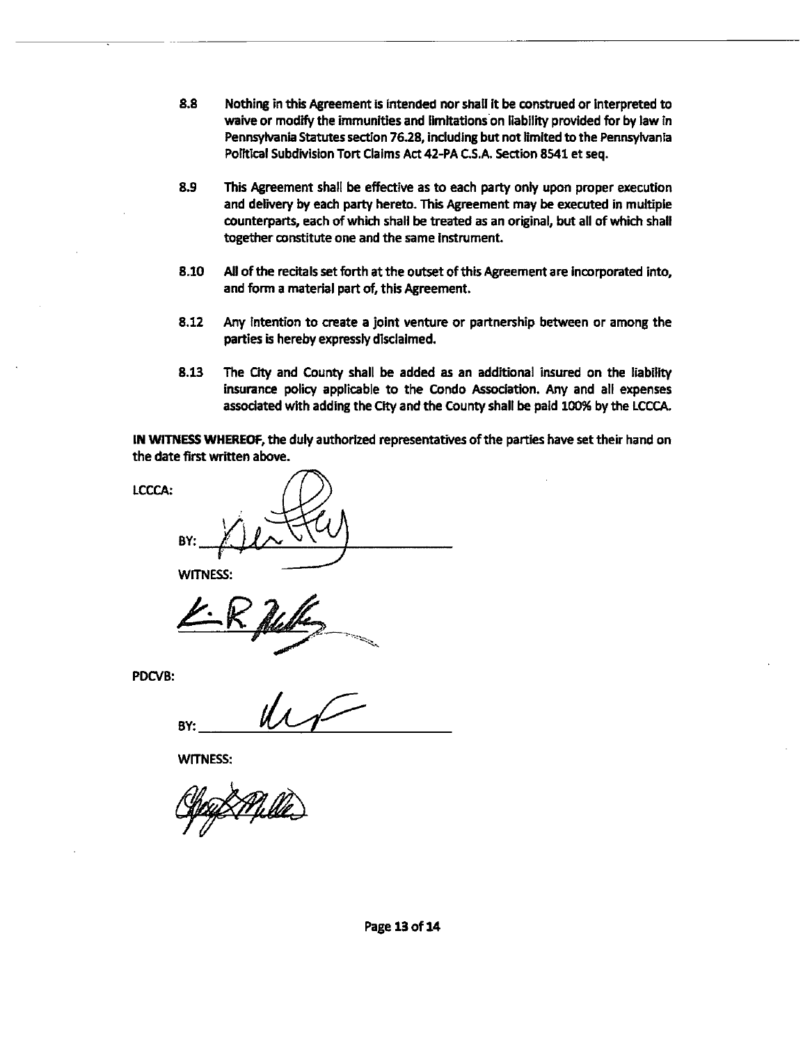8.8 Nothing in this Agreement is intended nor shall it be construed or interpreted to waive or modify the immunities and limitations on liability provided for by law in Pennsylvania Statutes section 76.28, including but not limited to the Pennsylvania Political Subdivision Tort Claims Act 42-PA C.S.A. Section 8541 et seq.

8.9 This Agreement shall be effective as to each party only upon proper execution and delivery by each party hereto. This Agreement may be executed in multiple counterparts, each of which shall be treated as an original, but all of which shall together constitute one and the same instrument.

8.10 All of the recitals set forth at the outset of this Agreement are incorporated into, and form a material part of, this Agreement.

8.12 Any intention to create a joint venture or partnership between or among the parties is hereby expressly disclaimed.

8.13 The City and County shall be added as an additional insured on the liability insurance policy applicable to the Condo Association. Any and all expenses associated with adding the City and the County shall be paid 100% by the LCCCA.

**IN WITNESS WHEREOF,** the duly authorized representatives of the parties have set their hand on the date first written above.

LCCCA:

BY: ______________________

WITNESS:

______________________

PDCVB:

BY: ______________________

WITNESS:

______________________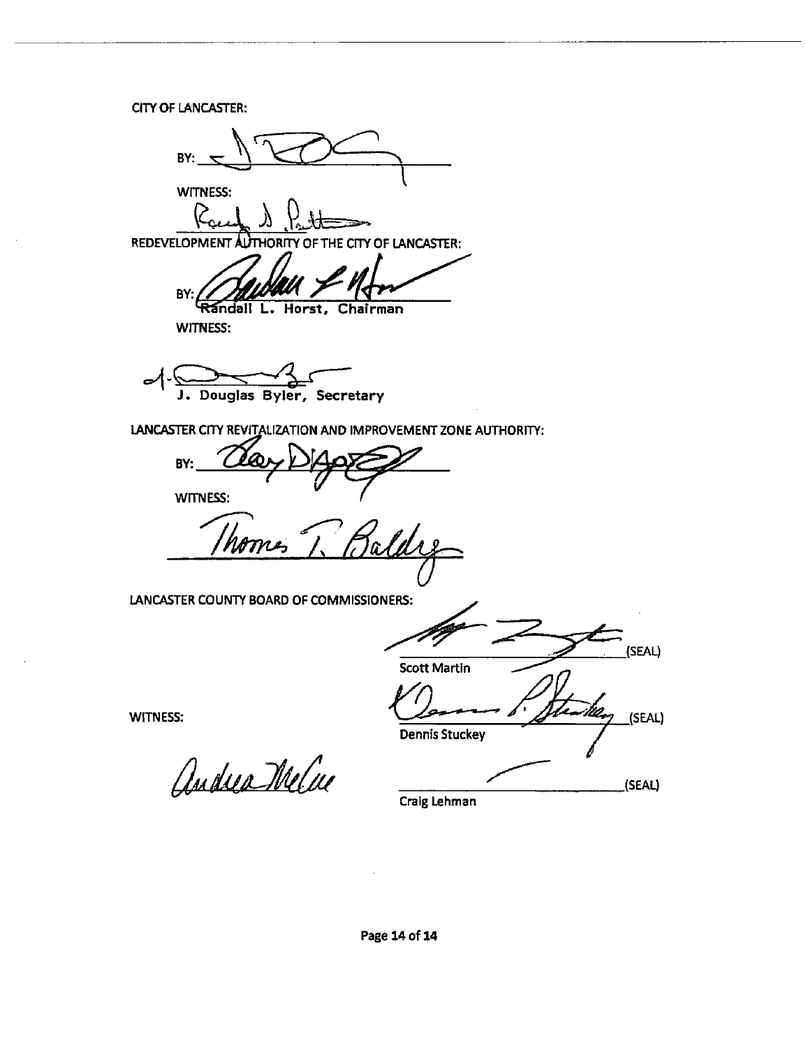CITY OF LANCASTER:

BY: ______________________

WITNESS:

______________________

REDEVELOPMENT AUTHORITY OF THE CITY OF LANCASTER:

BY: ______________________
Randall L. Horst, Chairman

WITNESS:

______________________
J. Douglas Byler, Secretary

LANCASTER CITY REVITALIZATION AND IMPROVEMENT ZONE AUTHORITY:

BY: ______________________

WITNESS:

______________________

LANCASTER COUNTY BOARD OF COMMISSIONERS:

______________________(SEAL)
Scott Martin

WITNESS:

______________________(SEAL)
Dennis Stuckey

______________________

______________________(SEAL)
Craig Lehman